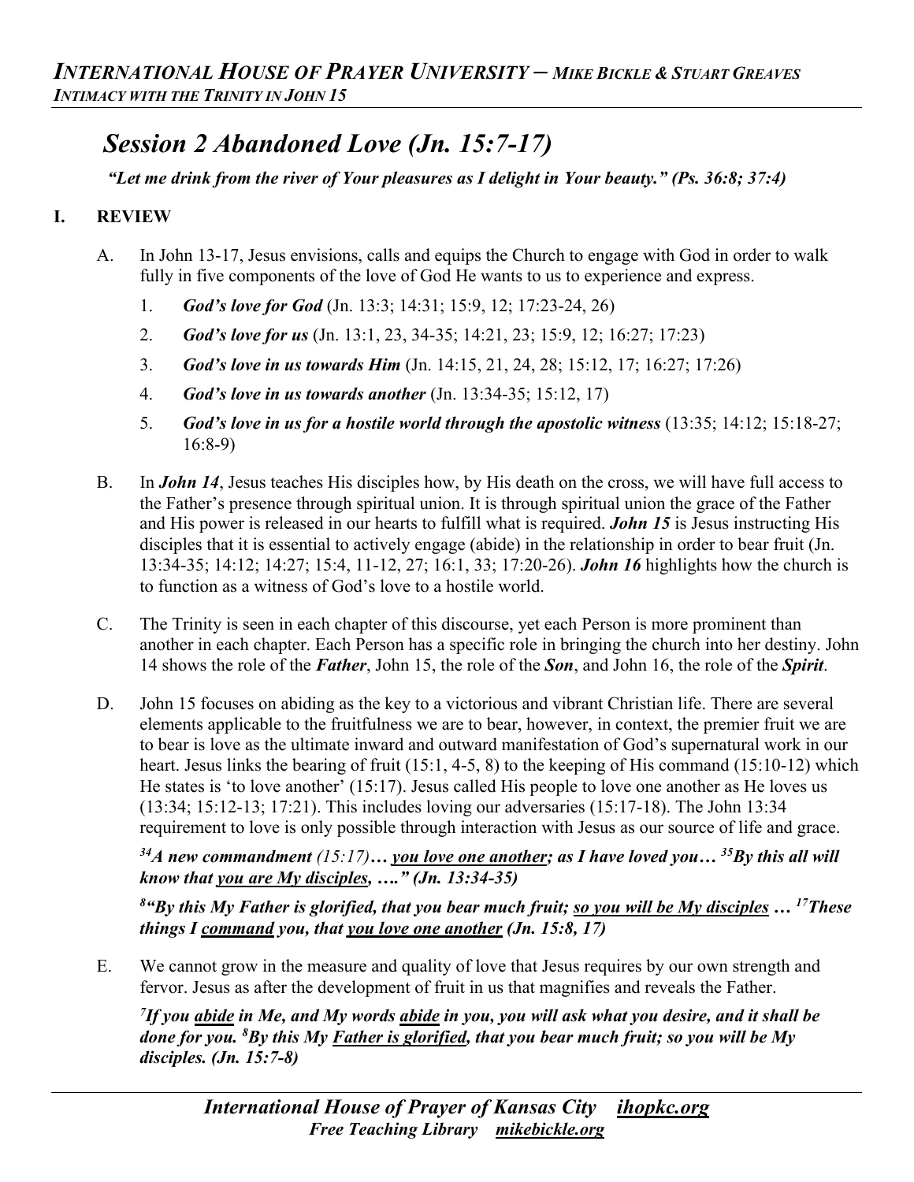# *Session 2 Abandoned Love (Jn. 15:7-17)*

***"Let me drink from the river of Your pleasures as I delight in Your beauty." (Ps. 36:8; 37:4)***

## I. REVIEW

A. In John 13-17, Jesus envisions, calls and equips the Church to engage with God in order to walk fully in five components of the love of God He wants to us to experience and express.

1. ***God's love for God*** (Jn. 13:3; 14:31; 15:9, 12; 17:23-24, 26)
2. ***God's love for us*** (Jn. 13:1, 23, 34-35; 14:21, 23; 15:9, 12; 16:27; 17:23)
3. ***God's love in us towards Him*** (Jn. 14:15, 21, 24, 28; 15:12, 17; 16:27; 17:26)
4. ***God's love in us towards another*** (Jn. 13:34-35; 15:12, 17)
5. ***God's love in us for a hostile world through the apostolic witness*** (13:35; 14:12; 15:18-27; 16:8-9)

B. In ***John 14***, Jesus teaches His disciples how, by His death on the cross, we will have full access to the Father's presence through spiritual union. It is through spiritual union the grace of the Father and His power is released in our hearts to fulfill what is required. ***John 15*** is Jesus instructing His disciples that it is essential to actively engage (abide) in the relationship in order to bear fruit (Jn. 13:34-35; 14:12; 14:27; 15:4, 11-12, 27; 16:1, 33; 17:20-26). ***John 16*** highlights how the church is to function as a witness of God's love to a hostile world.

C. The Trinity is seen in each chapter of this discourse, yet each Person is more prominent than another in each chapter. Each Person has a specific role in bringing the church into her destiny. John 14 shows the role of the ***Father***, John 15, the role of the ***Son***, and John 16, the role of the ***Spirit***.

D. John 15 focuses on abiding as the key to a victorious and vibrant Christian life. There are several elements applicable to the fruitfulness we are to bear, however, in context, the premier fruit we are to bear is love as the ultimate inward and outward manifestation of God's supernatural work in our heart. Jesus links the bearing of fruit (15:1, 4-5, 8) to the keeping of His command (15:10-12) which He states is 'to love another' (15:17). Jesus called His people to love one another as He loves us (13:34; 15:12-13; 17:21). This includes loving our adversaries (15:17-18). The John 13:34 requirement to love is only possible through interaction with Jesus as our source of life and grace.

***[34]A new commandment** (15:17)**… <u>you love one another</u>; as I have loved you… [35]By this all will know that <u>you are My disciples</u>, …." (Jn. 13:34-35)***

***[8]"By this My Father is glorified, that you bear much fruit; <u>so you will be My disciples</u> … [17]These things I <u>command</u> you, that <u>you love one another</u> (Jn. 15:8, 17)***

E. We cannot grow in the measure and quality of love that Jesus requires by our own strength and fervor. Jesus as after the development of fruit in us that magnifies and reveals the Father.

***[7]If you <u>abide</u> in Me, and My words <u>abide</u> in you, you will ask what you desire, and it shall be done for you. [8]By this My <u>Father is glorified</u>, that you bear much fruit; so you will be My disciples. (Jn. 15:7-8)***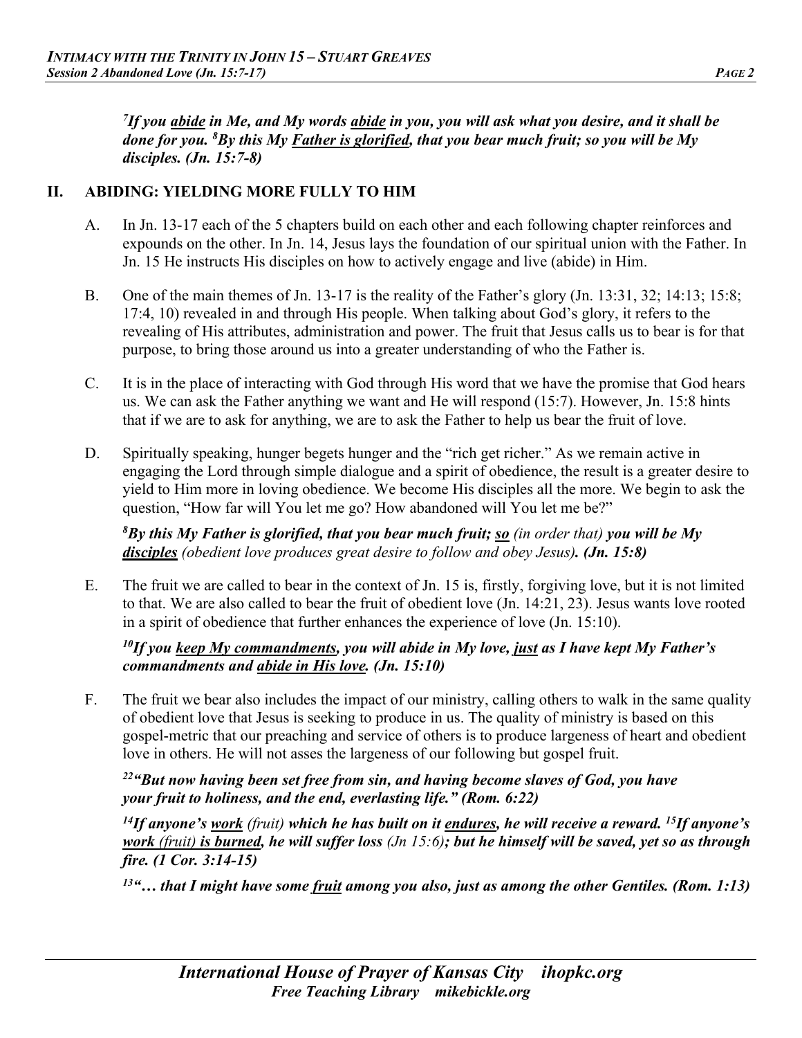***[7]If you abide in Me, and My words abide in you, you will ask what you desire, and it shall be done for you. [8]By this My Father is glorified, that you bear much fruit; so you will be My disciples. (Jn. 15:7-8)***

## II. ABIDING: YIELDING MORE FULLY TO HIM

A. In Jn. 13-17 each of the 5 chapters build on each other and each following chapter reinforces and expounds on the other. In Jn. 14, Jesus lays the foundation of our spiritual union with the Father. In Jn. 15 He instructs His disciples on how to actively engage and live (abide) in Him.

B. One of the main themes of Jn. 13-17 is the reality of the Father's glory (Jn. 13:31, 32; 14:13; 15:8; 17:4, 10) revealed in and through His people. When talking about God's glory, it refers to the revealing of His attributes, administration and power. The fruit that Jesus calls us to bear is for that purpose, to bring those around us into a greater understanding of who the Father is.

C. It is in the place of interacting with God through His word that we have the promise that God hears us. We can ask the Father anything we want and He will respond (15:7). However, Jn. 15:8 hints that if we are to ask for anything, we are to ask the Father to help us bear the fruit of love.

D. Spiritually speaking, hunger begets hunger and the "rich get richer." As we remain active in engaging the Lord through simple dialogue and a spirit of obedience, the result is a greater desire to yield to Him more in loving obedience. We become His disciples all the more. We begin to ask the question, "How far will You let me go? How abandoned will You let me be?"

***[8]By this My Father is glorified, that you bear much fruit; so** (in order that) **you will be My disciples** (obedient love produces great desire to follow and obey Jesus)**. (Jn. 15:8)***

E. The fruit we are called to bear in the context of Jn. 15 is, firstly, forgiving love, but it is not limited to that. We are also called to bear the fruit of obedient love (Jn. 14:21, 23). Jesus wants love rooted in a spirit of obedience that further enhances the experience of love (Jn. 15:10).

***[10]If you keep My commandments, you will abide in My love, just as I have kept My Father's commandments and abide in His love. (Jn. 15:10)***

F. The fruit we bear also includes the impact of our ministry, calling others to walk in the same quality of obedient love that Jesus is seeking to produce in us. The quality of ministry is based on this gospel-metric that our preaching and service of others is to produce largeness of heart and obedient love in others. He will not asses the largeness of our following but gospel fruit.

***[22]"But now having been set free from sin, and having become slaves of God, you have your fruit to holiness, and the end, everlasting life." (Rom. 6:22)***

***[14]If anyone's work** (fruit) **which he has built on it endures, he will receive a reward. [15]If anyone's work** (fruit) **is burned, he will suffer loss** (Jn 15:6)**; but he himself will be saved, yet so as through fire. (1 Cor. 3:14-15)***

***[13]"… that I might have some fruit among you also, just as among the other Gentiles. (Rom. 1:13)***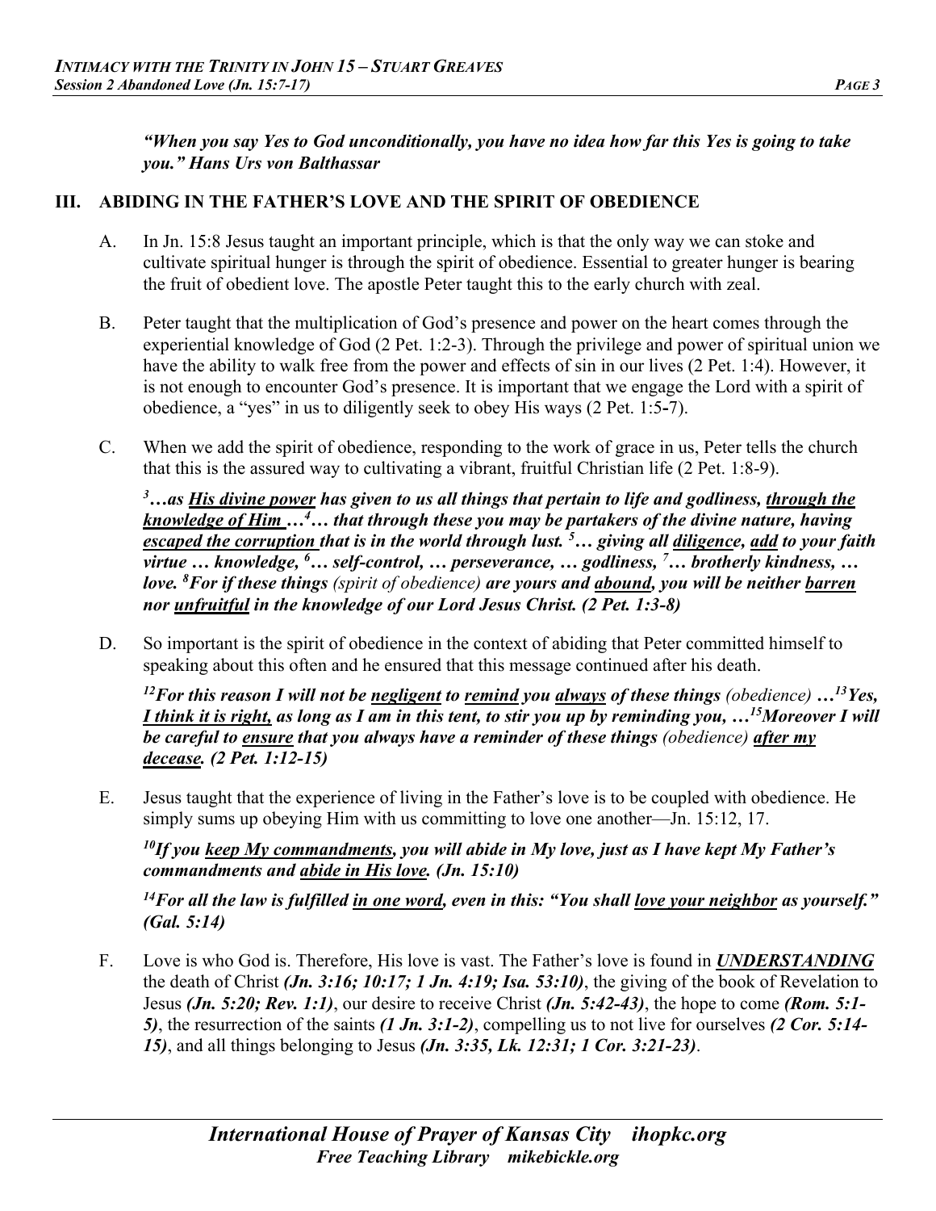***"When you say Yes to God unconditionally, you have no idea how far this Yes is going to take you." Hans Urs von Balthassar***

## III. ABIDING IN THE FATHER'S LOVE AND THE SPIRIT OF OBEDIENCE

A. In Jn. 15:8 Jesus taught an important principle, which is that the only way we can stoke and cultivate spiritual hunger is through the spirit of obedience. Essential to greater hunger is bearing the fruit of obedient love. The apostle Peter taught this to the early church with zeal.

B. Peter taught that the multiplication of God's presence and power on the heart comes through the experiential knowledge of God (2 Pet. 1:2-3). Through the privilege and power of spiritual union we have the ability to walk free from the power and effects of sin in our lives (2 Pet. 1:4). However, it is not enough to encounter God's presence. It is important that we engage the Lord with a spirit of obedience, a "yes" in us to diligently seek to obey His ways (2 Pet. 1:5-7).

C. When we add the spirit of obedience, responding to the work of grace in us, Peter tells the church that this is the assured way to cultivating a vibrant, fruitful Christian life (2 Pet. 1:8-9).

***[3]…as <u>His divine power</u> has given to us all things that pertain to life and godliness, <u>through the knowledge of Him</u> …[4]… that through these you may be partakers of the divine nature, having <u>escaped the corruption</u> that is in the world through lust. [5]… giving all <u>diligence</u>, <u>add</u> to your faith virtue … knowledge, [6]… self-control, … perseverance, … godliness, [7]… brotherly kindness, … love. [8]For if these things*** *(spirit of obedience)* ***are yours and <u>abound</u>, you will be neither <u>barren</u> nor <u>unfruitful</u> in the knowledge of our Lord Jesus Christ. (2 Pet. 1:3-8)***

D. So important is the spirit of obedience in the context of abiding that Peter committed himself to speaking about this often and he ensured that this message continued after his death.

***[12]For this reason I will not be <u>negligent</u> to <u>remind</u> you <u>always</u> of these things*** *(obedience)* ***…[13]Yes, <u>I think it is right,</u> as long as I am in this tent, to stir you up by reminding you, …[15]Moreover I will be careful to <u>ensure</u> that you always have a reminder of these things*** *(obedience)* ***<u>after my decease</u>. (2 Pet. 1:12-15)***

E. Jesus taught that the experience of living in the Father's love is to be coupled with obedience. He simply sums up obeying Him with us committing to love one another—Jn. 15:12, 17.

***[10]If you <u>keep My commandments,</u> you will abide in My love, just as I have kept My Father's commandments and <u>abide in His love</u>. (Jn. 15:10)***

***[14]For all the law is fulfilled <u>in one word</u>, even in this: "You shall <u>love your neighbor</u> as yourself." (Gal. 5:14)***

F. Love is who God is. Therefore, His love is vast. The Father's love is found in ***<u>UNDERSTANDING</u>*** the death of Christ ***(Jn. 3:16; 10:17; 1 Jn. 4:19; Isa. 53:10)***, the giving of the book of Revelation to Jesus ***(Jn. 5:20; Rev. 1:1)***, our desire to receive Christ ***(Jn. 5:42-43)***, the hope to come ***(Rom. 5:1-5)***, the resurrection of the saints ***(1 Jn. 3:1-2)***, compelling us to not live for ourselves ***(2 Cor. 5:14-15)***, and all things belonging to Jesus ***(Jn. 3:35, Lk. 12:31; 1 Cor. 3:21-23)***.